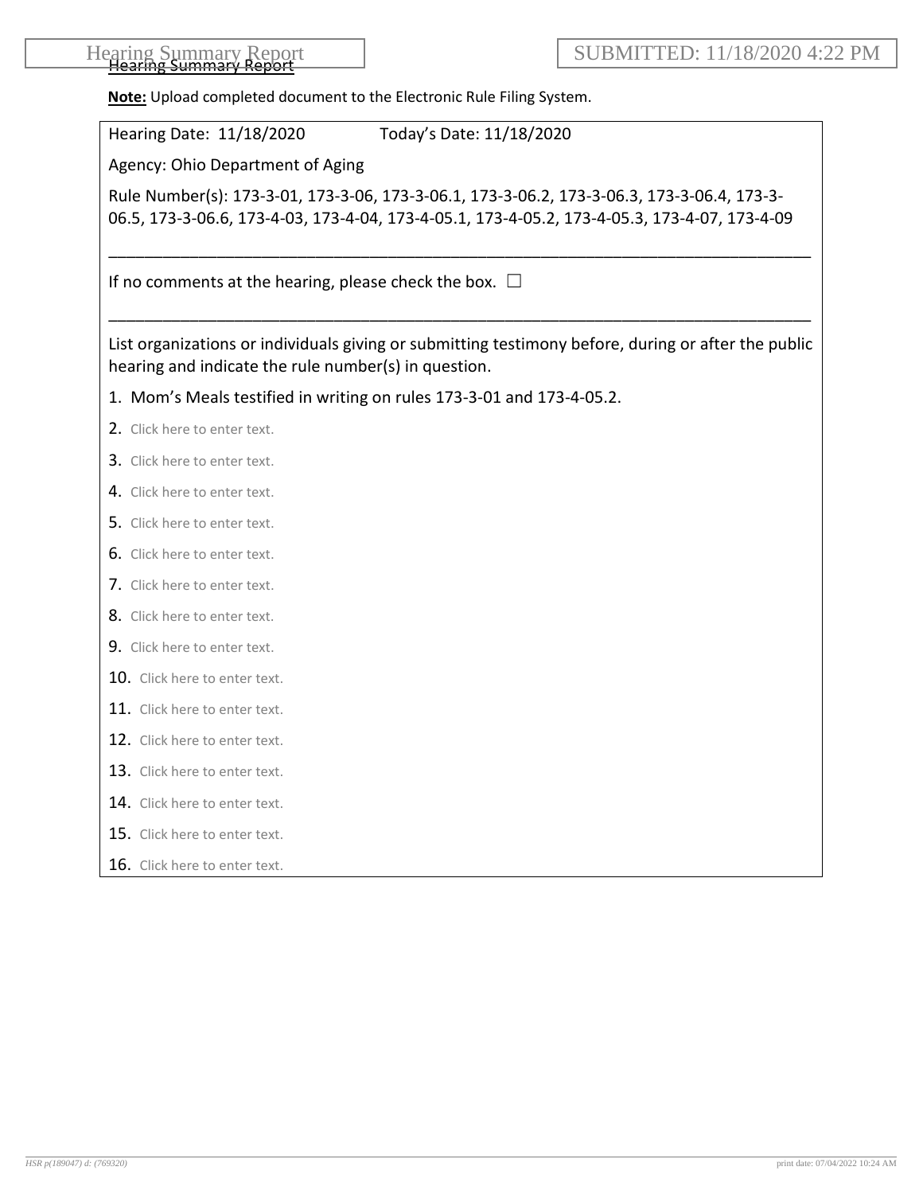# Hearing Summary Report

SUBMITTED: 11/18/2020 4:22 PM

**Note:** Upload completed document to the Electronic Rule Filing System.

Hearing Date: 11/18/2020 Today's Date: 11/18/2020

Agency: Ohio Department of Aging

Rule Number(s): 173-3-01, 173-3-06, 173-3-06.1, 173-3-06.2, 173-3-06.3, 173-3-06.4, 173-3-06.5, 173-3-06.6, 173-4-03, 173-4-04, 173-4-05.1, 173-4-05.2, 173-4-05.3, 173-4-07, 173-4-09

---

If no comments at the hearing, please check the box. ☐

---

List organizations or individuals giving or submitting testimony before, during or after the public hearing and indicate the rule number(s) in question.

1. Mom's Meals testified in writing on rules 173-3-01 and 173-4-05.2.
2. Click here to enter text.
3. Click here to enter text.
4. Click here to enter text.
5. Click here to enter text.
6. Click here to enter text.
7. Click here to enter text.
8. Click here to enter text.
9. Click here to enter text.
10. Click here to enter text.
11. Click here to enter text.
12. Click here to enter text.
13. Click here to enter text.
14. Click here to enter text.
15. Click here to enter text.
16. Click here to enter text.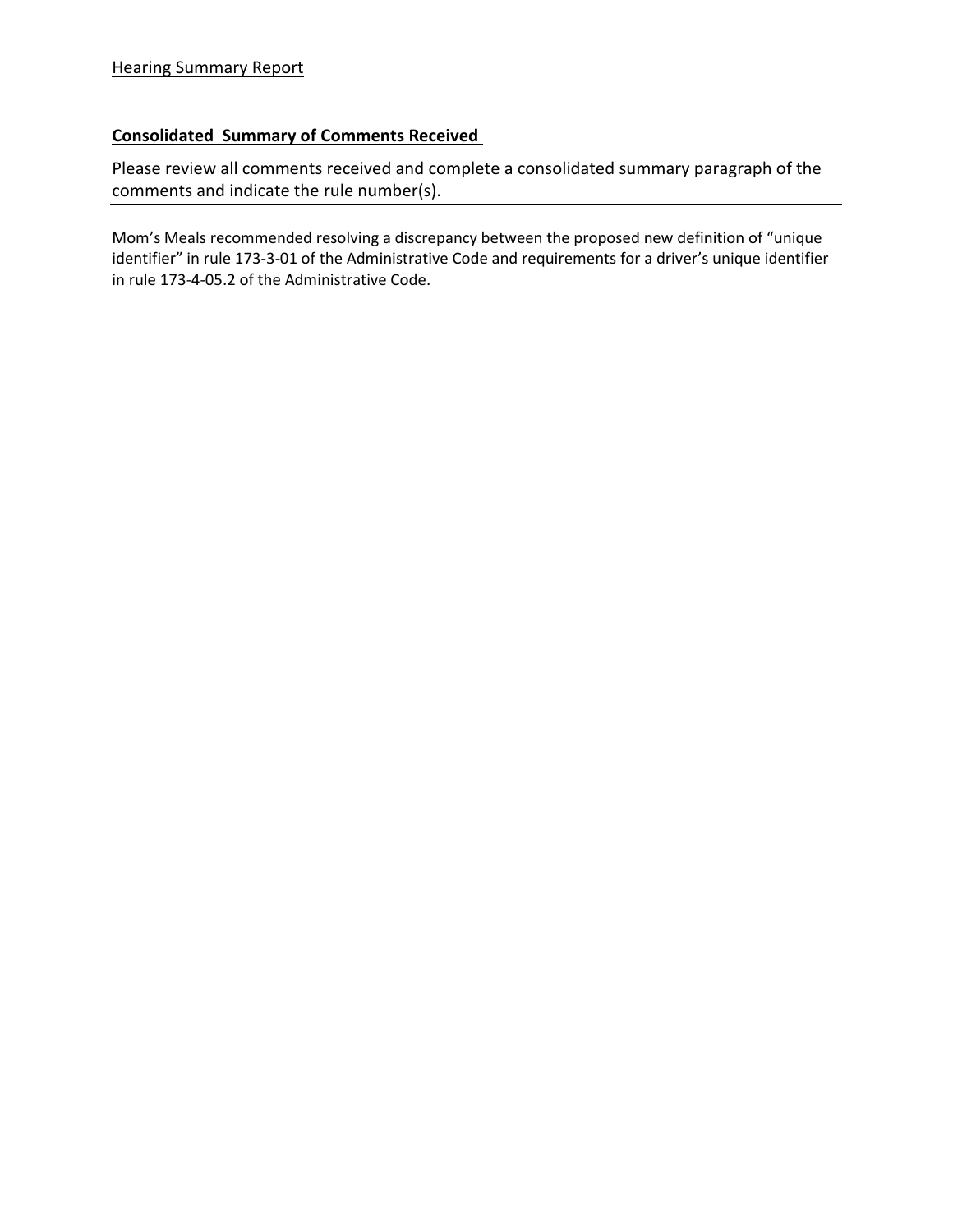Hearing Summary Report

**Consolidated Summary of Comments Received**

Please review all comments received and complete a consolidated summary paragraph of the comments and indicate the rule number(s).

---

Mom's Meals recommended resolving a discrepancy between the proposed new definition of "unique identifier" in rule 173-3-01 of the Administrative Code and requirements for a driver's unique identifier in rule 173-4-05.2 of the Administrative Code.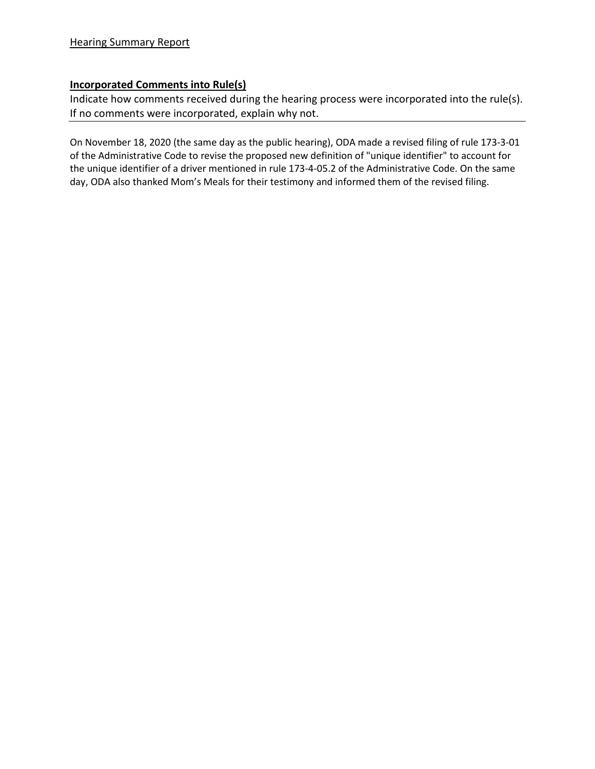**Incorporated Comments into Rule(s)**

Indicate how comments received during the hearing process were incorporated into the rule(s). If no comments were incorporated, explain why not.

On November 18, 2020 (the same day as the public hearing), ODA made a revised filing of rule 173-3-01 of the Administrative Code to revise the proposed new definition of "unique identifier" to account for the unique identifier of a driver mentioned in rule 173-4-05.2 of the Administrative Code. On the same day, ODA also thanked Mom's Meals for their testimony and informed them of the revised filing.